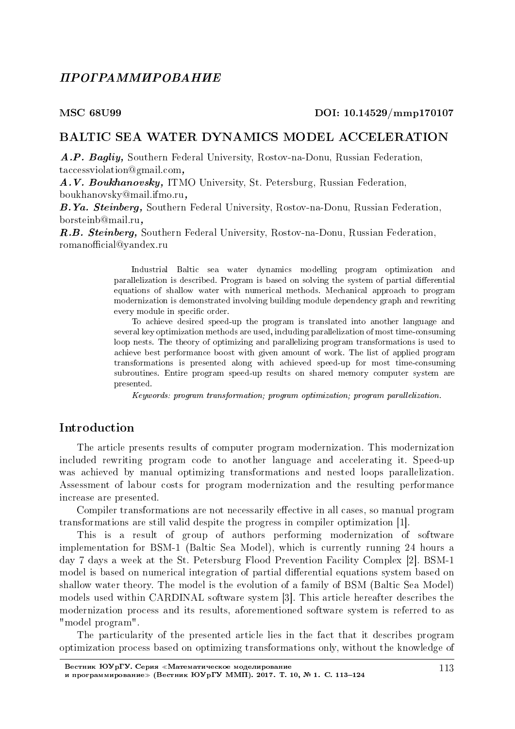## ПРОГРАММИРОВАНИЕ

**MSC 68U99** **DOI: 10.14529/mmp170107**

# BALTIC SEA WATER DYNAMICS MODEL ACCELERATION

***A.P. Bagliy,*** Southern Federal University, Rostov-na-Donu, Russian Federation, taccessviolation@gmail.com**,**

***A.V. Boukhanovsky,*** ITMO University, St. Petersburg, Russian Federation, boukhanovsky@mail.ifmo.ru**,**

***B.Ya. Steinberg,*** Southern Federal University, Rostov-na-Donu, Russian Federation, borsteinb@mail.ru**,**

***R.B. Steinberg,*** Southern Federal University, Rostov-na-Donu, Russian Federation, romanofficial@yandex.ru

Industrial Baltic sea water dynamics modelling program optimization and parallelization is described. Program is based on solving the system of partial differential equations of shallow water with numerical methods. Mechanical approach to program modernization is demonstrated involving building module dependency graph and rewriting every module in specific order.

To achieve desired speed-up the program is translated into another language and several key optimization methods are used, including parallelization of most time-consuming loop nests. The theory of optimizing and parallelizing program transformations is used to achieve best performance boost with given amount of work. The list of applied program transformations is presented along with achieved speed-up for most time-consuming subroutines. Entire program speed-up results on shared memory computer system are presented.

*Keywords: program transformation; program optimization; program parallelization.*

## Introduction

The article presents results of computer program modernization. This modernization included rewriting program code to another language and accelerating it. Speed-up was achieved by manual optimizing transformations and nested loops parallelization. Assessment of labour costs for program modernization and the resulting performance increase are presented.

Compiler transformations are not necessarily effective in all cases, so manual program transformations are still valid despite the progress in compiler optimization [1].

This is a result of group of authors performing modernization of software implementation for BSM-1 (Baltic Sea Model), which is currently running 24 hours a day 7 days a week at the St. Petersburg Flood Prevention Facility Complex [2]. BSM-1 model is based on numerical integration of partial differential equations system based on shallow water theory. The model is the evolution of a family of BSM (Baltic Sea Model) models used within CARDINAL software system [3]. This article hereafter describes the modernization process and its results, aforementioned software system is referred to as "model program".

The particularity of the presented article lies in the fact that it describes program optimization process based on optimizing transformations only, without the knowledge of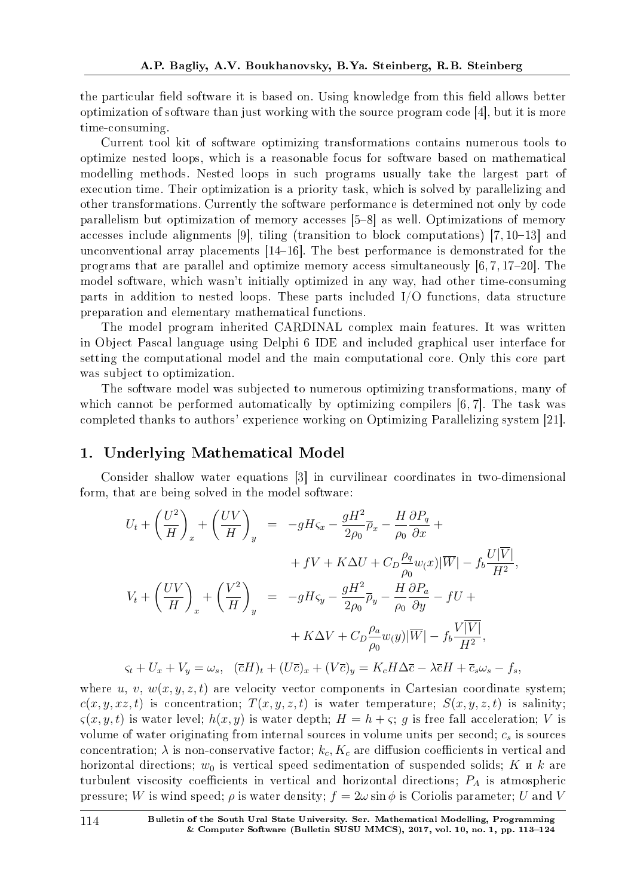the particular field software it is based on. Using knowledge from this field allows better optimization of software than just working with the source program code [4], but it is more time-consuming.

Current tool kit of software optimizing transformations contains numerous tools to optimize nested loops, which is a reasonable focus for software based on mathematical modelling methods. Nested loops in such programs usually take the largest part of execution time. Their optimization is a priority task, which is solved by parallelizing and other transformations. Currently the software performance is determined not only by code parallelism but optimization of memory accesses [5–8] as well. Optimizations of memory accesses include alignments [9], tiling (transition to block computations) [7, 10–13] and unconventional array placements [14–16]. The best performance is demonstrated for the programs that are parallel and optimize memory access simultaneously [6, 7, 17–20]. The model software, which wasn't initially optimized in any way, had other time-consuming parts in addition to nested loops. These parts included I/O functions, data structure preparation and elementary mathematical functions.

The model program inherited CARDINAL complex main features. It was written in Object Pascal language using Delphi 6 IDE and included graphical user interface for setting the computational model and the main computational core. Only this core part was subject to optimization.

The software model was subjected to numerous optimizing transformations, many of which cannot be performed automatically by optimizing compilers [6, 7]. The task was completed thanks to authors' experience working on Optimizing Parallelizing system [21].

## 1. Underlying Mathematical Model

Consider shallow water equations [3] in curvilinear coordinates in two-dimensional form, that are being solved in the model software:

$$
\begin{aligned}
U_t + \left(\frac{U^2}{H}\right)_x + \left(\frac{UV}{H}\right)_y &= -gH\varsigma_x - \frac{gH^2}{2\rho_0}\overline{\rho}_x - \frac{H}{\rho_0}\frac{\partial P_q}{\partial x} + \\
&\quad + fV + K\Delta U + C_D\frac{\rho_q}{\rho_0}w_(x)|\overline{W}| - f_b\frac{U|\overline{V}|}{H^2}, \\
V_t + \left(\frac{UV}{H}\right)_x + \left(\frac{V^2}{H}\right)_y &= -gH\varsigma_y - \frac{gH^2}{2\rho_0}\overline{\rho}_y - \frac{H}{\rho_0}\frac{\partial P_a}{\partial y} - fU + \\
&\quad + K\Delta V + C_D\frac{\rho_a}{\rho_0}w_(y)|\overline{W}| - f_b\frac{V|\overline{V}|}{H^2},
\end{aligned}
$$

$$
\varsigma_t + U_x + V_y = \omega_s, \quad (\overline{c}H)_t + (U\overline{c})_x + (V\overline{c})_y = K_cH\Delta\overline{c} - \lambda\overline{c}H + \overline{c}_s\omega_s - f_s,
$$

where $u$, $v$, $w(x,y,z,t)$ are velocity vector components in Cartesian coordinate system; $c(x,y,xz,t)$ is concentration; $T(x,y,z,t)$ is water temperature; $S(x,y,z,t)$ is salinity; $\varsigma(x,y,t)$ is water level; $h(x,y)$ is water depth; $H = h + \varsigma$; $g$ is free fall acceleration; $V$ is volume of water originating from internal sources in volume units per second; $c_s$ is sources concentration; $\lambda$ is non-conservative factor; $k_c, K_c$ are diffusion coefficients in vertical and horizontal directions; $w_0$ is vertical speed sedimentation of suspended solids; $K$ и $k$ are turbulent viscosity coefficients in vertical and horizontal directions; $P_A$ is atmospheric pressure; $W$ is wind speed; $\rho$ is water density; $f = 2\omega\sin\phi$ is Coriolis parameter; $U$ and $V$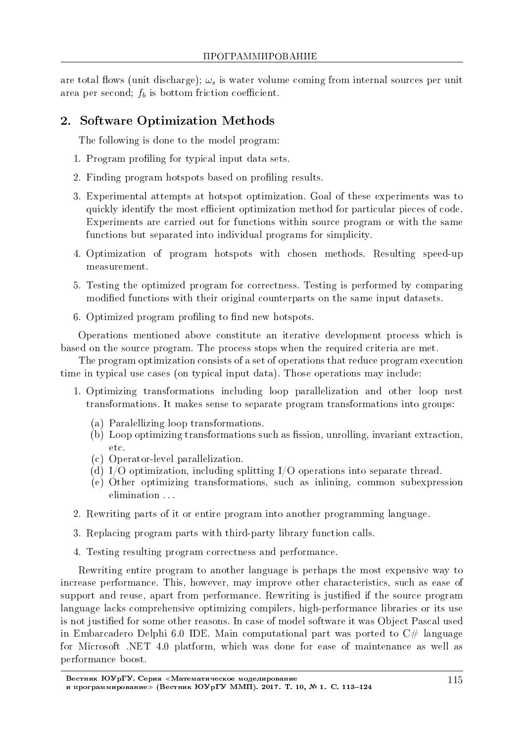are total flows (unit discharge); $\omega_s$ is water volume coming from internal sources per unit area per second; $f_b$ is bottom friction coefficient.

## 2. Software Optimization Methods

The following is done to the model program:

1. Program profiling for typical input data sets.
2. Finding program hotspots based on profiling results.
3. Experimental attempts at hotspot optimization. Goal of these experiments was to quickly identify the most efficient optimization method for particular pieces of code. Experiments are carried out for functions within source program or with the same functions but separated into individual programs for simplicity.
4. Optimization of program hotspots with chosen methods. Resulting speed-up measurement.
5. Testing the optimized program for correctness. Testing is performed by comparing modified functions with their original counterparts on the same input datasets.
6. Optimized program profiling to find new hotspots.

Operations mentioned above constitute an iterative development process which is based on the source program. The process stops when the required criteria are met.

The program optimization consists of a set of operations that reduce program execution time in typical use cases (on typical input data). Those operations may include:

1. Optimizing transformations including loop parallelization and other loop nest transformations. It makes sense to separate program transformations into groups:
   (a) Paralellizing loop transformations.
   (b) Loop optimizing transformations such as fission, unrolling, invariant extraction, etc.
   (c) Operator-level parallelization.
   (d) I/O optimization, including splitting I/O operations into separate thread.
   (e) Other optimizing transformations, such as inlining, common subexpression elimination ...
2. Rewriting parts of it or entire program into another programming language.
3. Replacing program parts with third-party library function calls.
4. Testing resulting program correctness and performance.

Rewriting entire program to another language is perhaps the most expensive way to increase performance. This, however, may improve other characteristics, such as ease of support and reuse, apart from performance. Rewriting is justified if the source program language lacks comprehensive optimizing compilers, high-performance libraries or its use is not justified for some other reasons. In case of model software it was Object Pascal used in Embarcadero Delphi 6.0 IDE. Main computational part was ported to C# language for Microsoft .NET 4.0 platform, which was done for ease of maintenance as well as performance boost.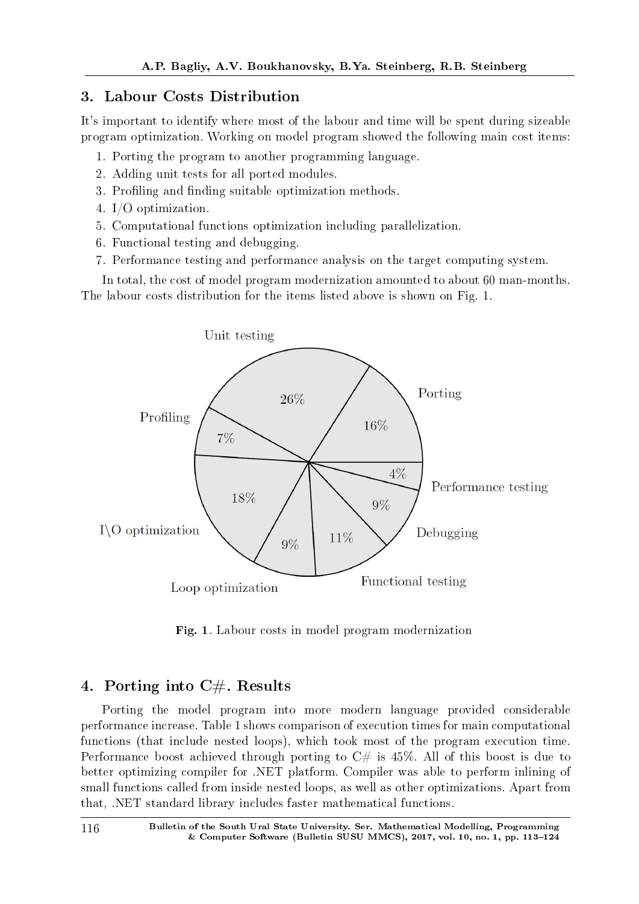## 3. Labour Costs Distribution

It's important to identify where most of the labour and time will be spent during sizeable program optimization. Working on model program showed the following main cost items:

1. Porting the program to another programming language.
2. Adding unit tests for all ported modules.
3. Profiling and finding suitable optimization methods.
4. I/O optimization.
5. Computational functions optimization including parallelization.
6. Functional testing and debugging.
7. Performance testing and performance analysis on the target computing system.

In total, the cost of model program modernization amounted to about 60 man-months. The labour costs distribution for the items listed above is shown on Fig. 1.

**Fig. 1**. Labour costs in model program modernization

## 4. Porting into C#. Results

Porting the model program into more modern language provided considerable performance increase. Table 1 shows comparison of execution times for main computational functions (that include nested loops), which took most of the program execution time. Performance boost achieved through porting to C# is 45%. All of this boost is due to better optimizing compiler for .NET platform. Compiler was able to perform inlining of small functions called from inside nested loops, as well as other optimizations. Apart from that, .NET standard library includes faster mathematical functions.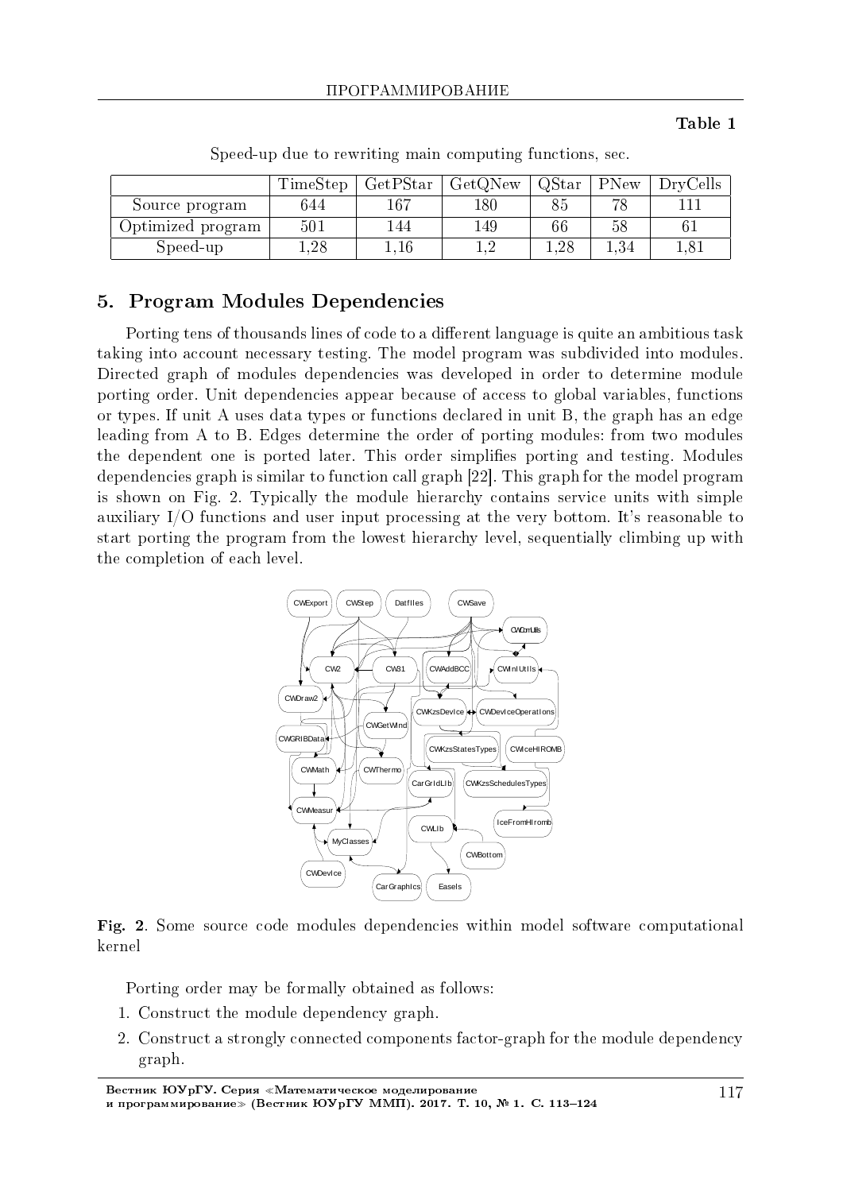**Table 1**

Speed-up due to rewriting main computing functions, sec.

| | TimeStep | GetPStar | GetQNew | QStar | PNew | DryCells |
|---|---|---|---|---|---|---|
| Source program | 644 | 167 | 180 | 85 | 78 | 111 |
| Optimized program | 501 | 144 | 149 | 66 | 58 | 61 |
| Speed-up | 1,28 | 1,16 | 1,2 | 1,28 | 1,34 | 1,81 |

## 5. Program Modules Dependencies

Porting tens of thousands lines of code to a different language is quite an ambitious task taking into account necessary testing. The model program was subdivided into modules. Directed graph of modules dependencies was developed in order to determine module porting order. Unit dependencies appear because of access to global variables, functions or types. If unit A uses data types or functions declared in unit B, the graph has an edge leading from A to B. Edges determine the order of porting modules: from two modules the dependent one is ported later. This order simplifies porting and testing. Modules dependencies graph is similar to function call graph [22]. This graph for the model program is shown on Fig. 2. Typically the module hierarchy contains service units with simple auxiliary I/O functions and user input processing at the very bottom. It's reasonable to start porting the program from the lowest hierarchy level, sequentially climbing up with the completion of each level.

**Fig. 2**. Some source code modules dependencies within model software computational kernel

Porting order may be formally obtained as follows:

1. Construct the module dependency graph.
2. Construct a strongly connected components factor-graph for the module dependency graph.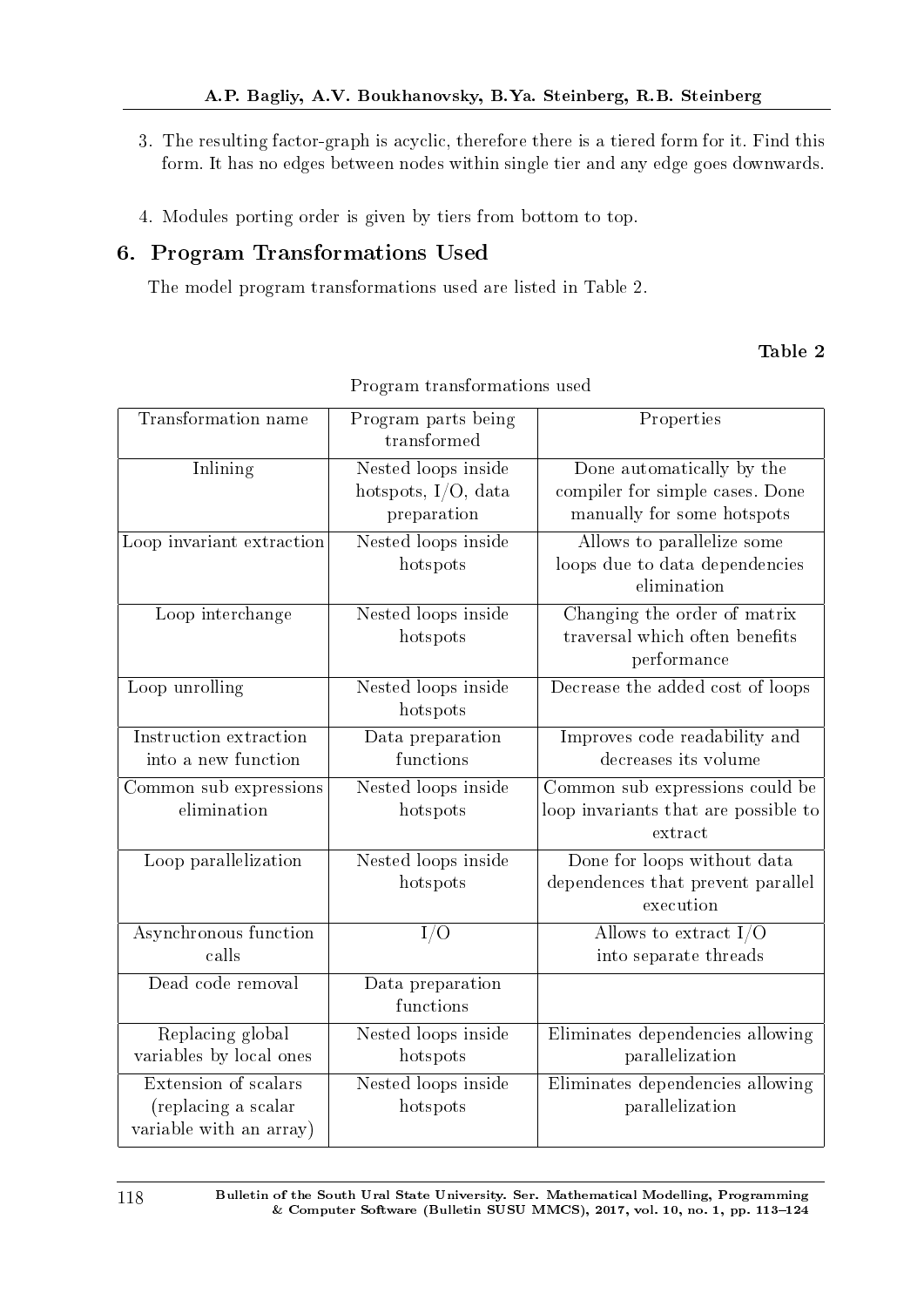3. The resulting factor-graph is acyclic, therefore there is a tiered form for it. Find this form. It has no edges between nodes within single tier and any edge goes downwards.

4. Modules porting order is given by tiers from bottom to top.

## 6. Program Transformations Used

The model program transformations used are listed in Table 2.

**Table 2**

Program transformations used

| Transformation name | Program parts being transformed | Properties |
|---|---|---|
| Inlining | Nested loops inside hotspots, I/O, data preparation | Done automatically by the compiler for simple cases. Done manually for some hotspots |
| Loop invariant extraction | Nested loops inside hotspots | Allows to parallelize some loops due to data dependencies elimination |
| Loop interchange | Nested loops inside hotspots | Changing the order of matrix traversal which often benefits performance |
| Loop unrolling | Nested loops inside hotspots | Decrease the added cost of loops |
| Instruction extraction into a new function | Data preparation functions | Improves code readability and decreases its volume |
| Common sub expressions elimination | Nested loops inside hotspots | Common sub expressions could be loop invariants that are possible to extract |
| Loop parallelization | Nested loops inside hotspots | Done for loops without data dependences that prevent parallel execution |
| Asynchronous function calls | I/O | Allows to extract I/O into separate threads |
| Dead code removal | Data preparation functions | |
| Replacing global variables by local ones | Nested loops inside hotspots | Eliminates dependencies allowing parallelization |
| Extension of scalars (replacing a scalar variable with an array) | Nested loops inside hotspots | Eliminates dependencies allowing parallelization |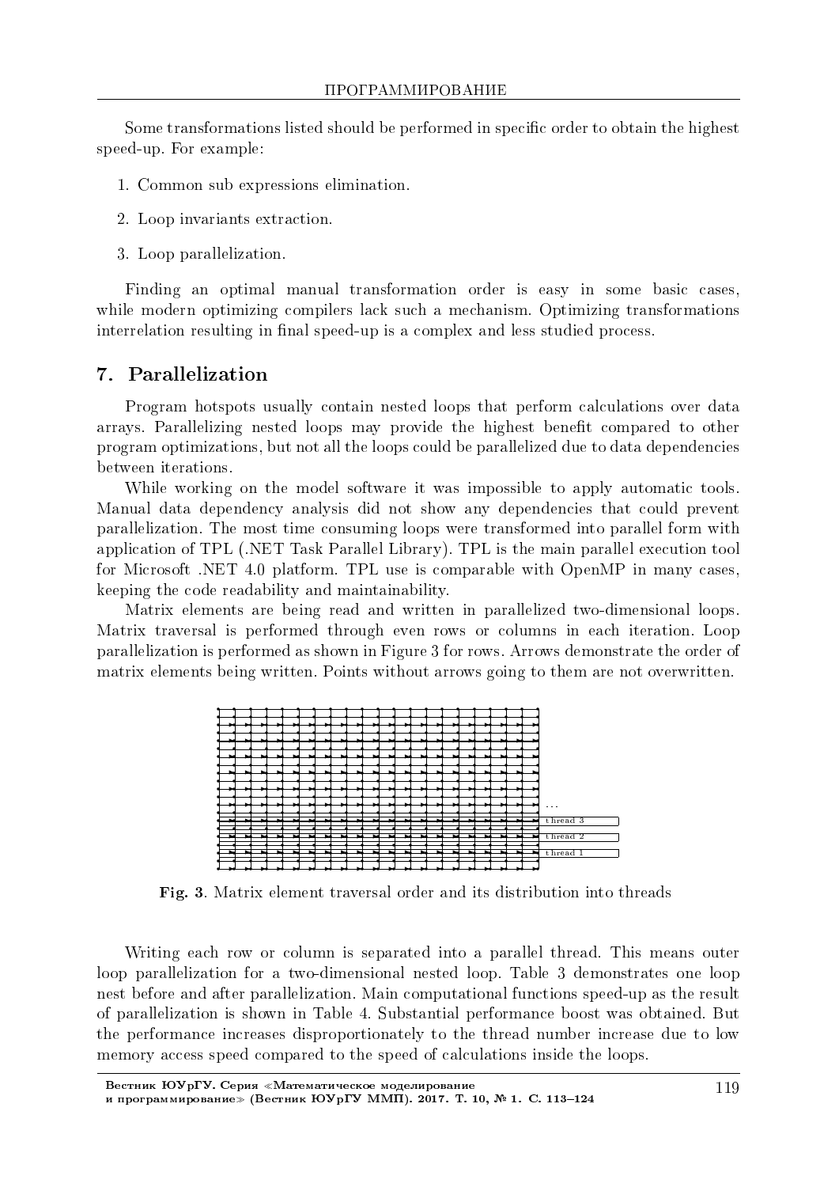Some transformations listed should be performed in specific order to obtain the highest speed-up. For example:

1. Common sub expressions elimination.
2. Loop invariants extraction.
3. Loop parallelization.

Finding an optimal manual transformation order is easy in some basic cases, while modern optimizing compilers lack such a mechanism. Optimizing transformations interrelation resulting in final speed-up is a complex and less studied process.

## 7. Parallelization

Program hotspots usually contain nested loops that perform calculations over data arrays. Parallelizing nested loops may provide the highest benefit compared to other program optimizations, but not all the loops could be parallelized due to data dependencies between iterations.

While working on the model software it was impossible to apply automatic tools. Manual data dependency analysis did not show any dependencies that could prevent parallelization. The most time consuming loops were transformed into parallel form with application of TPL (.NET Task Parallel Library). TPL is the main parallel execution tool for Microsoft .NET 4.0 platform. TPL use is comparable with OpenMP in many cases, keeping the code readability and maintainability.

Matrix elements are being read and written in parallelized two-dimensional loops. Matrix traversal is performed through even rows or columns in each iteration. Loop parallelization is performed as shown in Figure 3 for rows. Arrows demonstrate the order of matrix elements being written. Points without arrows going to them are not overwritten.

**Fig. 3**. Matrix element traversal order and its distribution into threads

Writing each row or column is separated into a parallel thread. This means outer loop parallelization for a two-dimensional nested loop. Table 3 demonstrates one loop nest before and after parallelization. Main computational functions speed-up as the result of parallelization is shown in Table 4. Substantial performance boost was obtained. But the performance increases disproportionately to the thread number increase due to low memory access speed compared to the speed of calculations inside the loops.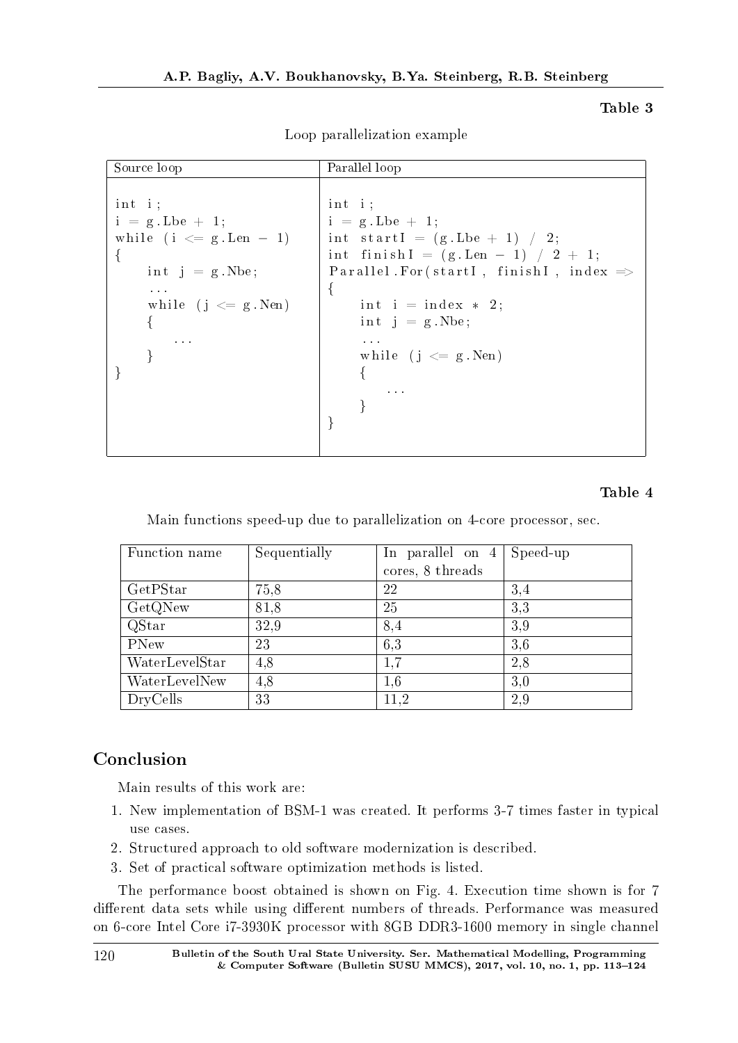**Table 3**

Loop parallelization example

<table>
<tr><th>Source loop</th><th>Parallel loop</th></tr>
<tr><td><pre>
int i;
i = g.Lbe + 1;
while (i <= g.Len - 1)
{
    int j = g.Nbe;
    ...
    while (j <= g.Nen)
    {
        ...
    }
}
</pre></td><td><pre>
int i;
i = g.Lbe + 1;
int startI = (g.Lbe + 1) / 2;
int finishI = (g.Len - 1) / 2 + 1;
Parallel.For(startI, finishI, index =>
{
    int i = index * 2;
    int j = g.Nbe;
    ...
    while (j <= g.Nen)
    {
        ...
    }
}
</pre></td></tr>
</table>

**Table 4**

Main functions speed-up due to parallelization on 4-core processor, sec.

| Function name | Sequentially | In parallel on 4 cores, 8 threads | Speed-up |
|---|---|---|---|
| GetPStar | 75,8 | 22 | 3,4 |
| GetQNew | 81,8 | 25 | 3,3 |
| QStar | 32,9 | 8,4 | 3,9 |
| PNew | 23 | 6,3 | 3,6 |
| WaterLevelStar | 4,8 | 1,7 | 2,8 |
| WaterLevelNew | 4,8 | 1,6 | 3,0 |
| DryCells | 33 | 11,2 | 2,9 |

## Conclusion

Main results of this work are:

1. New implementation of BSM-1 was created. It performs 3-7 times faster in typical use cases.
2. Structured approach to old software modernization is described.
3. Set of practical software optimization methods is listed.

The performance boost obtained is shown on Fig. 4. Execution time shown is for 7 different data sets while using different numbers of threads. Performance was measured on 6-core Intel Core i7-3930K processor with 8GB DDR3-1600 memory in single channel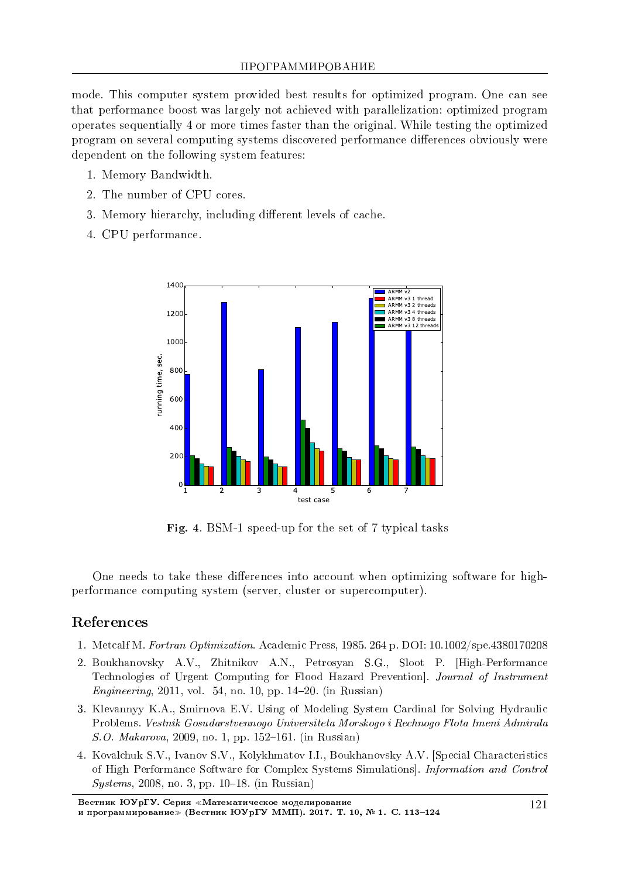mode. This computer system provided best results for optimized program. One can see that performance boost was largely not achieved with parallelization: optimized program operates sequentially 4 or more times faster than the original. While testing the optimized program on several computing systems discovered performance differences obviously were dependent on the following system features:

1. Memory Bandwidth.
2. The number of CPU cores.
3. Memory hierarchy, including different levels of cache.
4. CPU performance.

**Fig. 4**. BSM-1 speed-up for the set of 7 typical tasks

One needs to take these differences into account when optimizing software for high-performance computing system (server, cluster or supercomputer).

## References

1. Metcalf M. *Fortran Optimization*. Academic Press, 1985. 264 p. DOI: 10.1002/spe.4380170208
2. Boukhanovsky A.V., Zhitnikov A.N., Petrosyan S.G., Sloot P. [High-Performance Technologies of Urgent Computing for Flood Hazard Prevention]. *Journal of Instrument Engineering*, 2011, vol. 54, no. 10, pp. 14–20. (in Russian)
3. Klevannyy K.A., Smirnova E.V. Using of Modeling System Cardinal for Solving Hydraulic Problems. *Vestnik Gosudarstvennogo Universiteta Morskogo i Rechnogo Flota Imeni Admirala S.O. Makarova*, 2009, no. 1, pp. 152–161. (in Russian)
4. Kovalchuk S.V., Ivanov S.V., Kolykhmatov I.I., Boukhanovsky A.V. [Special Characteristics of High Performance Software for Complex Systems Simulations]. *Information and Control Systems*, 2008, no. 3, pp. 10–18. (in Russian)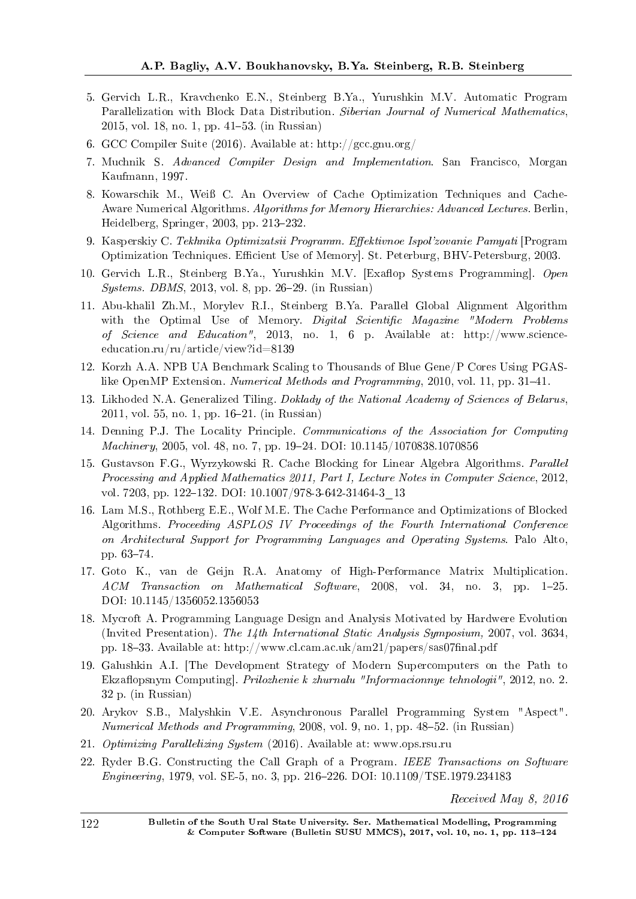5. Gervich L.R., Kravchenko E.N., Steinberg B.Ya., Yurushkin M.V. Automatic Program Parallelization with Block Data Distribution. *Siberian Journal of Numerical Mathematics*, 2015, vol. 18, no. 1, pp. 41–53. (in Russian)
6. GCC Compiler Suite (2016). Available at: http://gcc.gnu.org/
7. Muchnik S. *Advanced Compiler Design and Implementation*. San Francisco, Morgan Kaufmann, 1997.
8. Kowarschik M., Weiß C. An Overview of Cache Optimization Techniques and Cache-Aware Numerical Algorithms. *Algorithms for Memory Hierarchies: Advanced Lectures*. Berlin, Heidelberg, Springer, 2003, pp. 213–232.
9. Kasperskiy C. *Tekhnika Optimizatsii Programm. Effektivnoe Ispol'zovanie Pamyati* [Program Optimization Techniques. Efficient Use of Memory]. St. Peterburg, BHV-Petersburg, 2003.
10. Gervich L.R., Steinberg B.Ya., Yurushkin M.V. [Exaflop Systems Programming]. *Open Systems. DBMS*, 2013, vol. 8, pp. 26–29. (in Russian)
11. Abu-khalil Zh.M., Morylev R.I., Steinberg B.Ya. Parallel Global Alignment Algorithm with the Optimal Use of Memory. *Digital Scientific Magazine "Modern Problems of Science and Education"*, 2013, no. 1, 6 p. Available at: http://www.science-education.ru/ru/article/view?id=8139
12. Korzh A.A. NPB UA Benchmark Scaling to Thousands of Blue Gene/P Cores Using PGAS-like OpenMP Extension. *Numerical Methods and Programming*, 2010, vol. 11, pp. 31–41.
13. Likhoded N.A. Generalized Tiling. *Doklady of the National Academy of Sciences of Belarus*, 2011, vol. 55, no. 1, pp. 16–21. (in Russian)
14. Denning P.J. The Locality Principle. *Communications of the Association for Computing Machinery*, 2005, vol. 48, no. 7, pp. 19–24. DOI: 10.1145/1070838.1070856
15. Gustavson F.G., Wyrzykowski R. Cache Blocking for Linear Algebra Algorithms. *Parallel Processing and Applied Mathematics 2011, Part I, Lecture Notes in Computer Science*, 2012, vol. 7203, pp. 122–132. DOI: 10.1007/978-3-642-31464-3_13
16. Lam M.S., Rothberg E.E., Wolf M.E. The Cache Performance and Optimizations of Blocked Algorithms. *Proceeding ASPLOS IV Proceedings of the Fourth International Conference on Architectural Support for Programming Languages and Operating Systems*. Palo Alto, pp. 63–74.
17. Goto K., van de Geijn R.A. Anatomy of High-Performance Matrix Multiplication. *ACM Transaction on Mathematical Software*, 2008, vol. 34, no. 3, pp. 1–25. DOI: 10.1145/1356052.1356053
18. Mycroft A. Programming Language Design and Analysis Motivated by Hardwere Evolution (Invited Presentation). *The 14th International Static Analysis Symposium,* 2007, vol. 3634, pp. 18–33. Available at: http://www.cl.cam.ac.uk/am21/papers/sas07final.pdf
19. Galushkin A.I. [The Development Strategy of Modern Supercomputers on the Path to Ekzaflopsnym Computing]. *Prilozhenie k zhurnalu "Informacionnye tehnologii"*, 2012, no. 2. 32 p. (in Russian)
20. Arykov S.B., Malyshkin V.E. Asynchronous Parallel Programming System "Aspect". *Numerical Methods and Programming*, 2008, vol. 9, no. 1, pp. 48–52. (in Russian)
21. *Optimizing Parallelizing System* (2016). Available at: www.ops.rsu.ru
22. Ryder B.G. Constructing the Call Graph of a Program. *IEEE Transactions on Software Engineering*, 1979, vol. SE-5, no. 3, pp. 216–226. DOI: 10.1109/TSE.1979.234183

*Received May 8, 2016*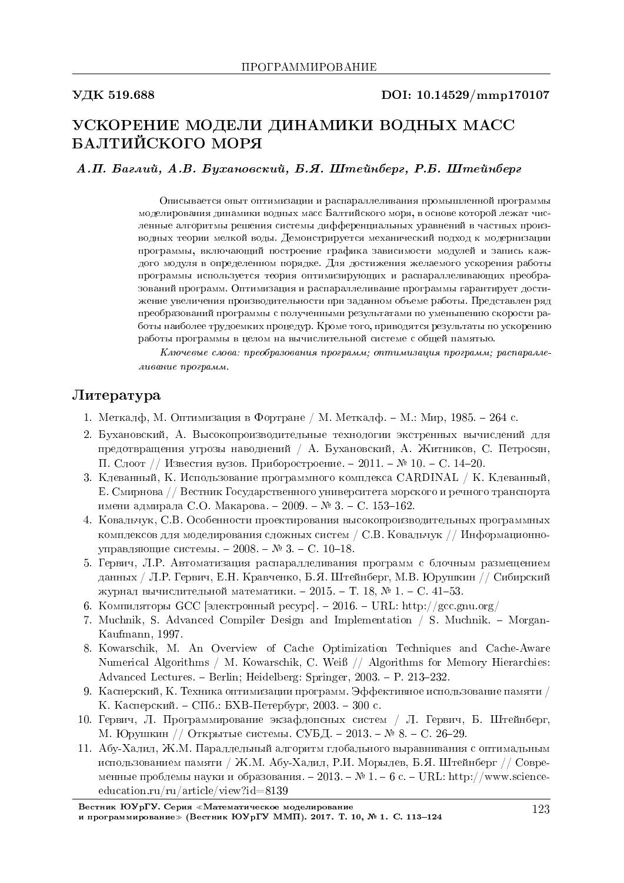УДК 519.688 DOI: 10.14529/mmp170107

# УСКОРЕНИЕ МОДЕЛИ ДИНАМИКИ ВОДНЫХ МАСС БАЛТИЙСКОГО МОРЯ

***А.П. Баглий, А.В. Бухановский, Б.Я. Штейнберг, Р.Б. Штейнберг***

Описывается опыт оптимизации и распараллеливания промышленной программы моделирования динамики водных масс Балтийского моря, в основе которой лежат численные алгоритмы решения системы дифференциальных уравнений в частных производных теории мелкой воды. Демонстрируется механический подход к модернизации программы, включающий построение графика зависимости модулей и запись каждого модуля в определенном порядке. Для достижения желаемого ускорения работы программы используется теория оптимизирующих и распараллеливающих преобразований программ. Оптимизация и распараллеливание программы гарантирует достижение увеличения производительности при заданном объеме работы. Представлен ряд преобразований программы с полученными результатами по уменьшению скорости работы наиболее трудоемких процедур. Кроме того, приводятся результаты по ускорению работы программы в целом на вычислительной системе с общей памятью.

*Ключевые слова: преобразования программ; оптимизация программ; распараллеливание программ.*

## Литература

1. Меткалф, М. Оптимизация в Фортране / М. Меткалф. – М.: Мир, 1985. – 264 с.
2. Бухановский, А. Высокопроизводительные технологии экстренных вычислений для предотвращения угрозы наводнений / А. Бухановский, А. Житников, С. Петросян, П. Слоот // Известия вузов. Приборостроение. – 2011. – № 10. – С. 14–20.
3. Клеванный, К. Использование программного комплекса CARDINAL / К. Клеванный, Е. Смирнова // Вестник Государственного университета морского и речного транспорта имени адмирала С.О. Макарова. – 2009. – № 3. – С. 153–162.
4. Ковальчук, С.В. Особенности проектирования высокопроизводительных программных комплексов для моделирования сложных систем / С.В. Ковальчук // Информационно-управляющие системы. – 2008. – № 3. – С. 10–18.
5. Гервич, Л.Р. Автоматизация распараллеливания программ с блочным размещением данных / Л.Р. Гервич, Е.Н. Кравченко, Б.Я. Штейнберг, М.В. Юрушкин // Сибирский журнал вычислительной математики. – 2015. – Т. 18, № 1. – С. 41–53.
6. Компиляторы GCC [электронный ресурс]. – 2016. – URL: http://gcc.gnu.org/
7. Muchnik, S. Advanced Compiler Design and Implementation / S. Muchnik. – Morgan-Kaufmann, 1997.
8. Kowarschik, M. An Overview of Cache Optimization Techniques and Cache-Aware Numerical Algorithms / M. Kowarschik, C. Weiß // Algorithms for Memory Hierarchies: Advanced Lectures. – Berlin; Heidelberg: Springer, 2003. – P. 213–232.
9. Касперский, К. Техника оптимизации программ. Эффективное использование памяти / К. Касперский. – СПб.: БХВ-Петербург, 2003. – 300 с.
10. Гервич, Л. Программирование экзафлопсных систем / Л. Гервич, Б. Штейнберг, М. Юрушкин // Открытые системы. СУБД. – 2013. – № 8. – С. 26–29.
11. Абу-Халил, Ж.М. Параллельный алгоритм глобального выравнивания с оптимальным использованием памяти / Ж.М. Абу-Халил, Р.И. Морылев, Б.Я. Штейнберг // Современные проблемы науки и образования. – 2013. – № 1. – 6 с. – URL: http://www.science-education.ru/ru/article/view?id=8139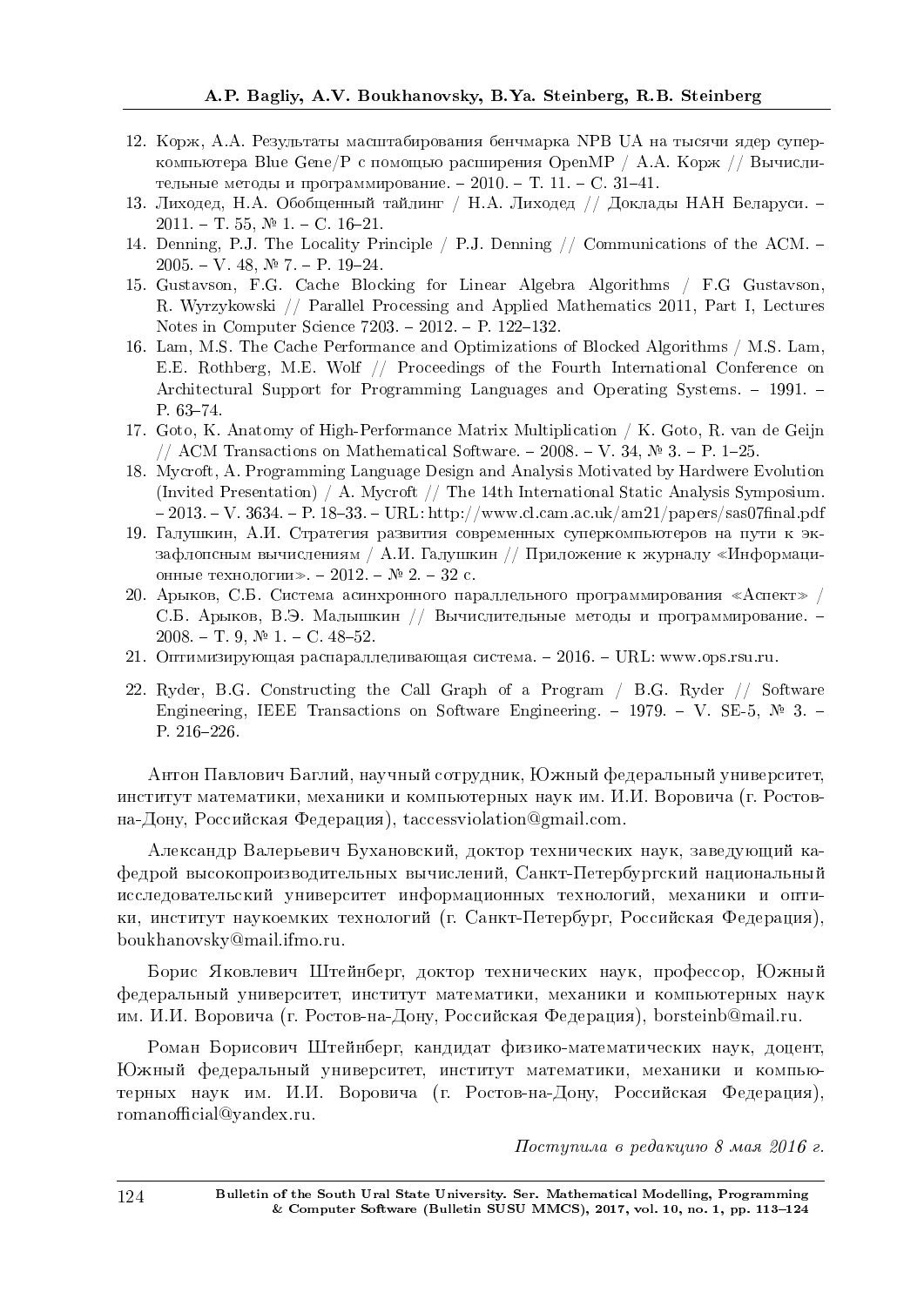12. Корж, А.А. Результаты масштабирования бенчмарка NPB UA на тысячи ядер суперкомпьютера Blue Gene/P с помощью расширения OpenMP / А.А. Корж // Вычислительные методы и программирование. – 2010. – Т. 11. – С. 31–41.
13. Лиходед, Н.А. Обобщенный тайлинг / Н.А. Лиходед // Доклады НАН Беларуси. – 2011. – Т. 55, № 1. – С. 16–21.
14. Denning, P.J. The Locality Principle / P.J. Denning // Communications of the ACM. – 2005. – V. 48, № 7. – P. 19–24.
15. Gustavson, F.G. Cache Blocking for Linear Algebra Algorithms / F.G Gustavson, R. Wyrzykowski // Parallel Processing and Applied Mathematics 2011, Part I, Lectures Notes in Computer Science 7203. – 2012. – P. 122–132.
16. Lam, M.S. The Cache Performance and Optimizations of Blocked Algorithms / M.S. Lam, E.E. Rothberg, M.E. Wolf // Proceedings of the Fourth International Conference on Architectural Support for Programming Languages and Operating Systems. – 1991. – P. 63–74.
17. Goto, K. Anatomy of High-Performance Matrix Multiplication / K. Goto, R. van de Geijn // ACM Transactions on Mathematical Software. – 2008. – V. 34, № 3. – P. 1–25.
18. Mycroft, A. Programming Language Design and Analysis Motivated by Hardwere Evolution (Invited Presentation) / A. Mycroft // The 14th International Static Analysis Symposium. – 2013. – V. 3634. – P. 18–33. – URL: http://www.cl.cam.ac.uk/am21/papers/sas07final.pdf
19. Галушкин, А.И. Стратегия развития современных суперкомпьютеров на пути к экзафлопсным вычислениям / А.И. Галушкин // Приложение к журналу «Информационные технологии». – 2012. – № 2. – 32 с.
20. Арыков, С.Б. Система асинхронного параллельного программирования «Аспект» / С.Б. Арыков, В.Э. Малышкин // Вычислительные методы и программирование. – 2008. – Т. 9, № 1. – С. 48–52.
21. Оптимизирующая распараллеливающая система. – 2016. – URL: www.ops.rsu.ru.
22. Ryder, B.G. Constructing the Call Graph of a Program / B.G. Ryder // Software Engineering, IEEE Transactions on Software Engineering. – 1979. – V. SE-5, № 3. – P. 216–226.

Антон Павлович Баглий, научный сотрудник, Южный федеральный университет, институт математики, механики и компьютерных наук им. И.И. Воровича (г. Ростов-на-Дону, Российская Федерация), taccessviolation@gmail.com.

Александр Валерьевич Бухановский, доктор технических наук, заведующий кафедрой высокопроизводительных вычислений, Санкт-Петербургский национальный исследовательский университет информационных технологий, механики и оптики, институт наукоемких технологий (г. Санкт-Петербург, Российская Федерация), boukhanovsky@mail.ifmo.ru.

Борис Яковлевич Штейнберг, доктор технических наук, профессор, Южный федеральный университет, институт математики, механики и компьютерных наук им. И.И. Воровича (г. Ростов-на-Дону, Российская Федерация), borsteinb@mail.ru.

Роман Борисович Штейнберг, кандидат физико-математических наук, доцент, Южный федеральный университет, институт математики, механики и компьютерных наук им. И.И. Воровича (г. Ростов-на-Дону, Российская Федерация), romanofficial@yandex.ru.

*Поступила в редакцию 8 мая 2016 г.*